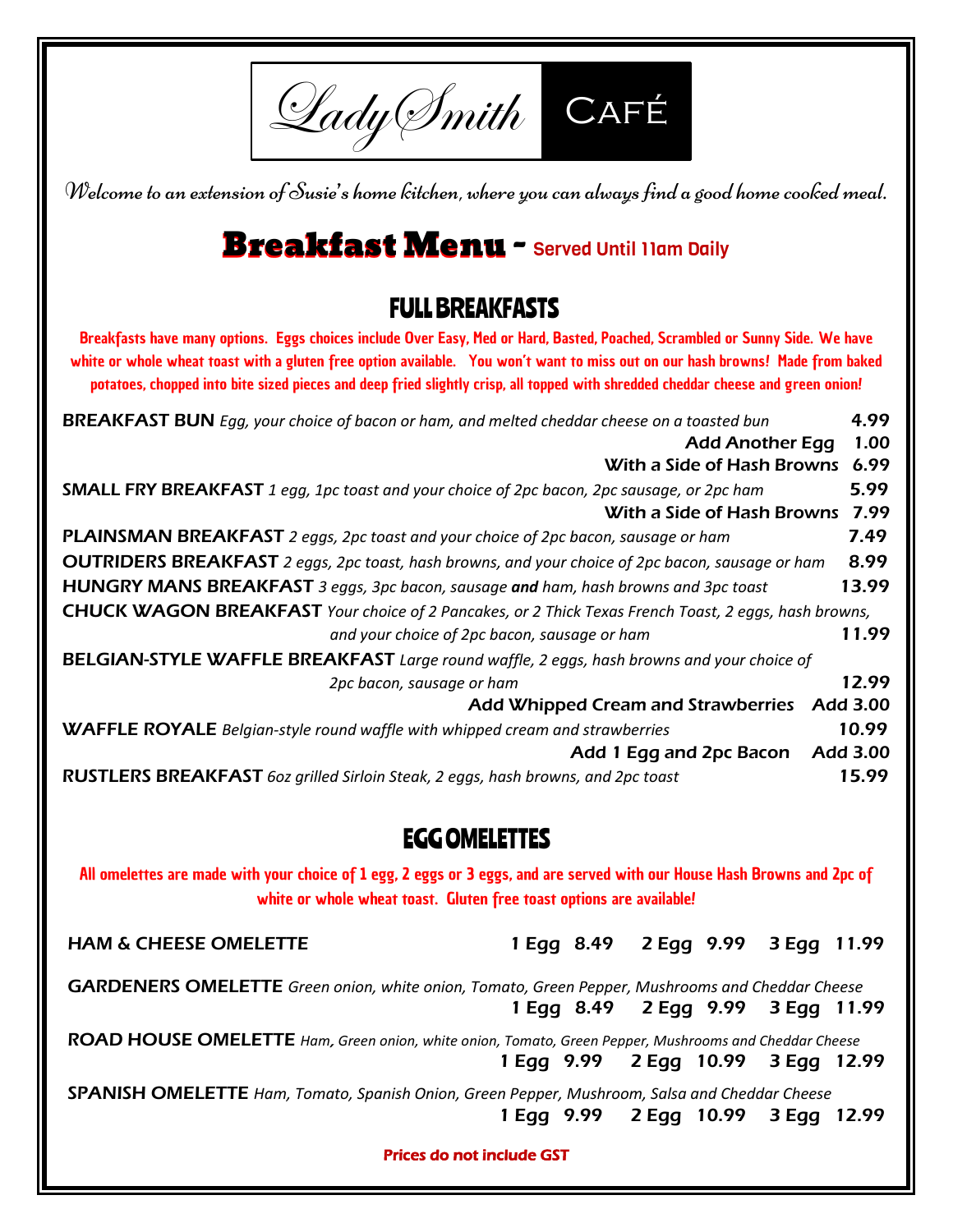# Lady Smith Café

*Welcome to an extension of Susie's home kitchen, where you can always find a good home cooked meal.*

## Breakfast Menu - Served Until 11am Daily

### FULL BREAKFASTS

**Breakfasts have many options. Eggs choices include Over Easy, Med or Hard, Basted, Poached, Scrambled or Sunny Side. We have white or whole wheat toast with a gluten free option available. You won't want to miss out on our hash browns! Made from baked potatoes, chopped into bite sized pieces and deep fried slightly crisp, all topped with shredded cheddar cheese and green onion!**

**BREAKFAST BUN** *Egg, your choice of bacon or ham, and melted cheddar cheese on a toasted bun* — 4.99
- Add Another Egg — 1.00
- With a Side of Hash Browns — 6.99

**SMALL FRY BREAKFAST** *1 egg, 1pc toast and your choice of 2pc bacon, 2pc sausage, or 2pc ham* — 5.99
- With a Side of Hash Browns — 7.99

**PLAINSMAN BREAKFAST** *2 eggs, 2pc toast and your choice of 2pc bacon, sausage or ham* — 7.49

**OUTRIDERS BREAKFAST** *2 eggs, 2pc toast, hash browns, and your choice of 2pc bacon, sausage or ham* — 8.99

**HUNGRY MANS BREAKFAST** *3 eggs, 3pc bacon, sausage **and** ham, hash browns and 3pc toast* — 13.99

**CHUCK WAGON BREAKFAST** *Your choice of 2 Pancakes, or 2 Thick Texas French Toast, 2 eggs, hash browns, and your choice of 2pc bacon, sausage or ham* — 11.99

**BELGIAN-STYLE WAFFLE BREAKFAST** *Large round waffle, 2 eggs, hash browns and your choice of 2pc bacon, sausage or ham* — 12.99
- Add Whipped Cream and Strawberries — Add 3.00

**WAFFLE ROYALE** *Belgian-style round waffle with whipped cream and strawberries* — 10.99
- Add 1 Egg and 2pc Bacon — Add 3.00

**RUSTLERS BREAKFAST** *6oz grilled Sirloin Steak, 2 eggs, hash browns, and 2pc toast* — 15.99

### EGG OMELETTES

**All omelettes are made with your choice of 1 egg, 2 eggs or 3 eggs, and are served with our House Hash Browns and 2pc of white or whole wheat toast. Gluten free toast options are available!**

| Omelette | 1 Egg | 2 Egg | 3 Egg |
|---|---|---|---|
| **HAM & CHEESE OMELETTE** | 8.49 | 9.99 | 11.99 |
| **GARDENERS OMELETTE** *Green onion, white onion, Tomato, Green Pepper, Mushrooms and Cheddar Cheese* | 8.49 | 9.99 | 11.99 |
| **ROAD HOUSE OMELETTE** *Ham, Green onion, white onion, Tomato, Green Pepper, Mushrooms and Cheddar Cheese* | 9.99 | 10.99 | 12.99 |
| **SPANISH OMELETTE** *Ham, Tomato, Spanish Onion, Green Pepper, Mushroom, Salsa and Cheddar Cheese* | 9.99 | 10.99 | 12.99 |

**Prices do not include GST**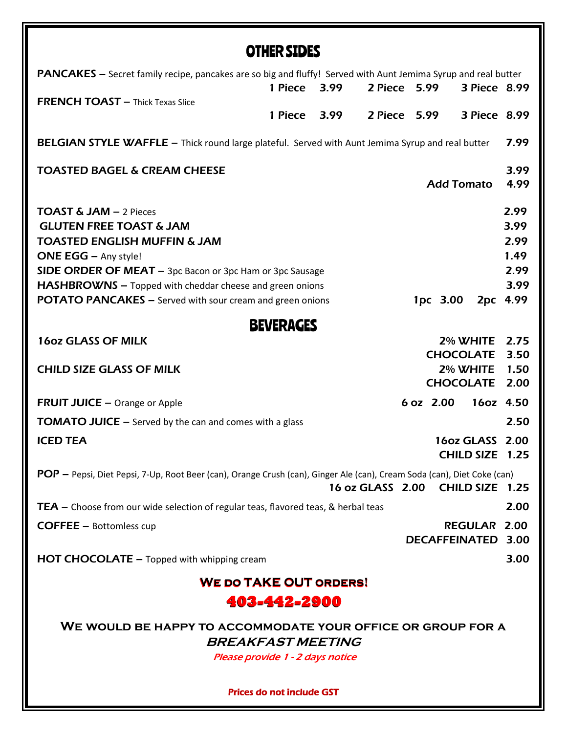# OTHER SIDES

**PANCAKES** – Secret family recipe, pancakes are so big and fluffy! Served with Aunt Jemima Syrup and real butter
1 Piece 3.99 2 Piece 5.99 3 Piece 8.99

**FRENCH TOAST** – Thick Texas Slice
1 Piece 3.99 2 Piece 5.99 3 Piece 8.99

**BELGIAN STYLE WAFFLE** – Thick round large plateful. Served with Aunt Jemima Syrup and real butter 7.99

**TOASTED BAGEL & CREAM CHEESE** 3.99
Add Tomato 4.99

**TOAST & JAM** – 2 Pieces 2.99
**GLUTEN FREE TOAST & JAM** 3.99
**TOASTED ENGLISH MUFFIN & JAM** 2.99
**ONE EGG** – Any style! 1.49
**SIDE ORDER OF MEAT** – 3pc Bacon or 3pc Ham or 3pc Sausage 2.99
**HASHBROWNS** – Topped with cheddar cheese and green onions 3.99
**POTATO PANCAKES** – Served with sour cream and green onions 1pc 3.00 2pc 4.99

# BEVERAGES

**16oz GLASS OF MILK** 2% WHITE 2.75
CHOCOLATE 3.50

**CHILD SIZE GLASS OF MILK** 2% WHITE 1.50
CHOCOLATE 2.00

**FRUIT JUICE** – Orange or Apple 6 oz 2.00 16oz 4.50

**TOMATO JUICE** – Served by the can and comes with a glass 2.50

**ICED TEA** 16oz GLASS 2.00
CHILD SIZE 1.25

**POP** – Pepsi, Diet Pepsi, 7-Up, Root Beer (can), Orange Crush (can), Ginger Ale (can), Cream Soda (can), Diet Coke (can)
16 oz GLASS 2.00 CHILD SIZE 1.25

**TEA** – Choose from our wide selection of regular teas, flavored teas, & herbal teas 2.00

**COFFEE** – Bottomless cup REGULAR 2.00
DECAFFEINATED 3.00

**HOT CHOCOLATE** – Topped with whipping cream 3.00

## WE DO TAKE OUT ORDERS!

## 403-442-2900

**WE WOULD BE HAPPY TO ACCOMMODATE YOUR OFFICE OR GROUP FOR A *BREAKFAST MEETING***

*Please provide 1 - 2 days notice*

**Prices do not include GST**